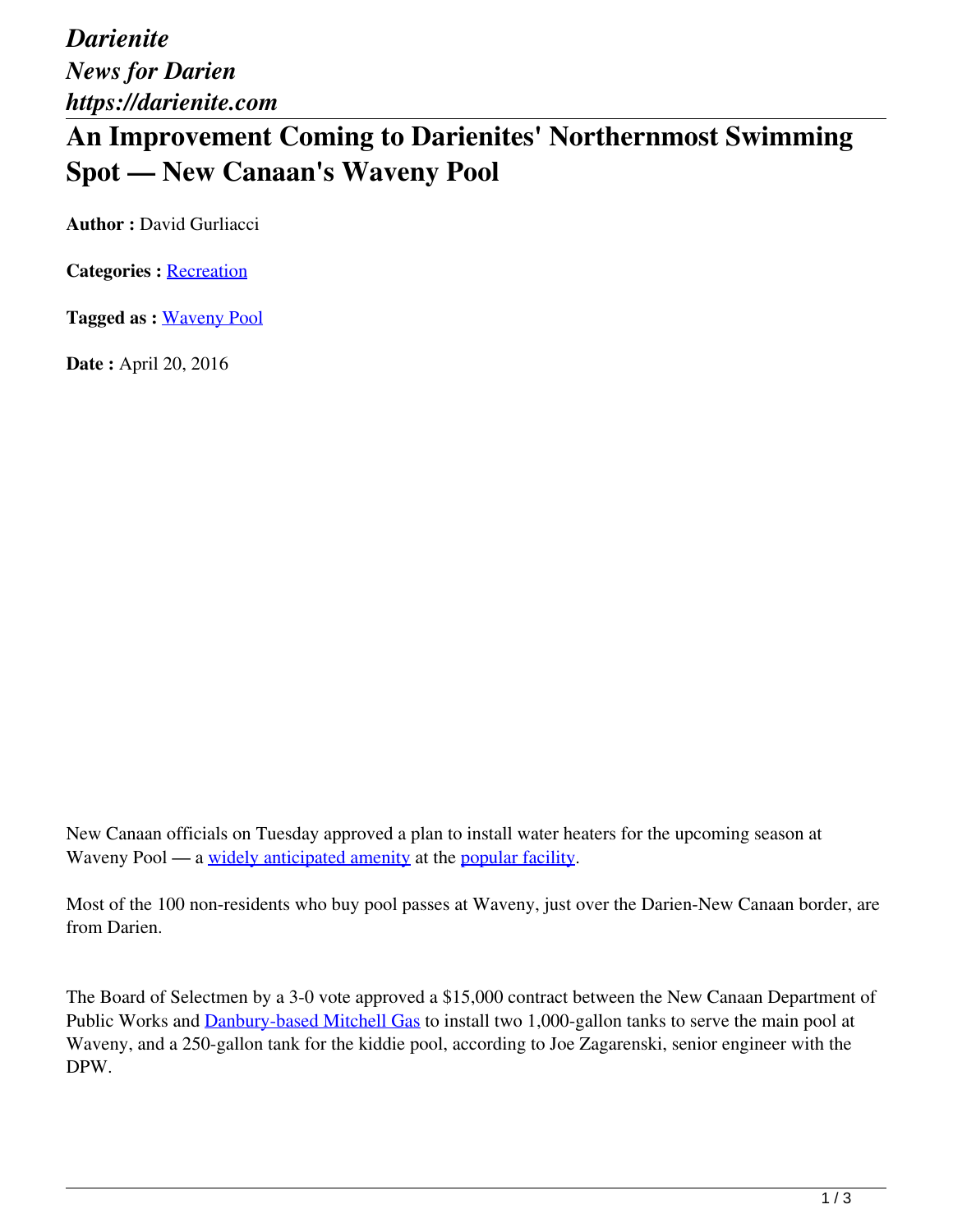*Darienite*
*News for Darien*
*https://darienite.com*

# An Improvement Coming to Darienites' Northernmost Swimming Spot — New Canaan's Waveny Pool

**Author :** David Gurliacci

**Categories :** Recreation

**Tagged as :** Waveny Pool

**Date :** April 20, 2016

New Canaan officials on Tuesday approved a plan to install water heaters for the upcoming season at Waveny Pool — a widely anticipated amenity at the popular facility.

Most of the 100 non-residents who buy pool passes at Waveny, just over the Darien-New Canaan border, are from Darien.

The Board of Selectmen by a 3-0 vote approved a $15,000 contract between the New Canaan Department of Public Works and Danbury-based Mitchell Gas to install two 1,000-gallon tanks to serve the main pool at Waveny, and a 250-gallon tank for the kiddie pool, according to Joe Zagarenski, senior engineer with the DPW.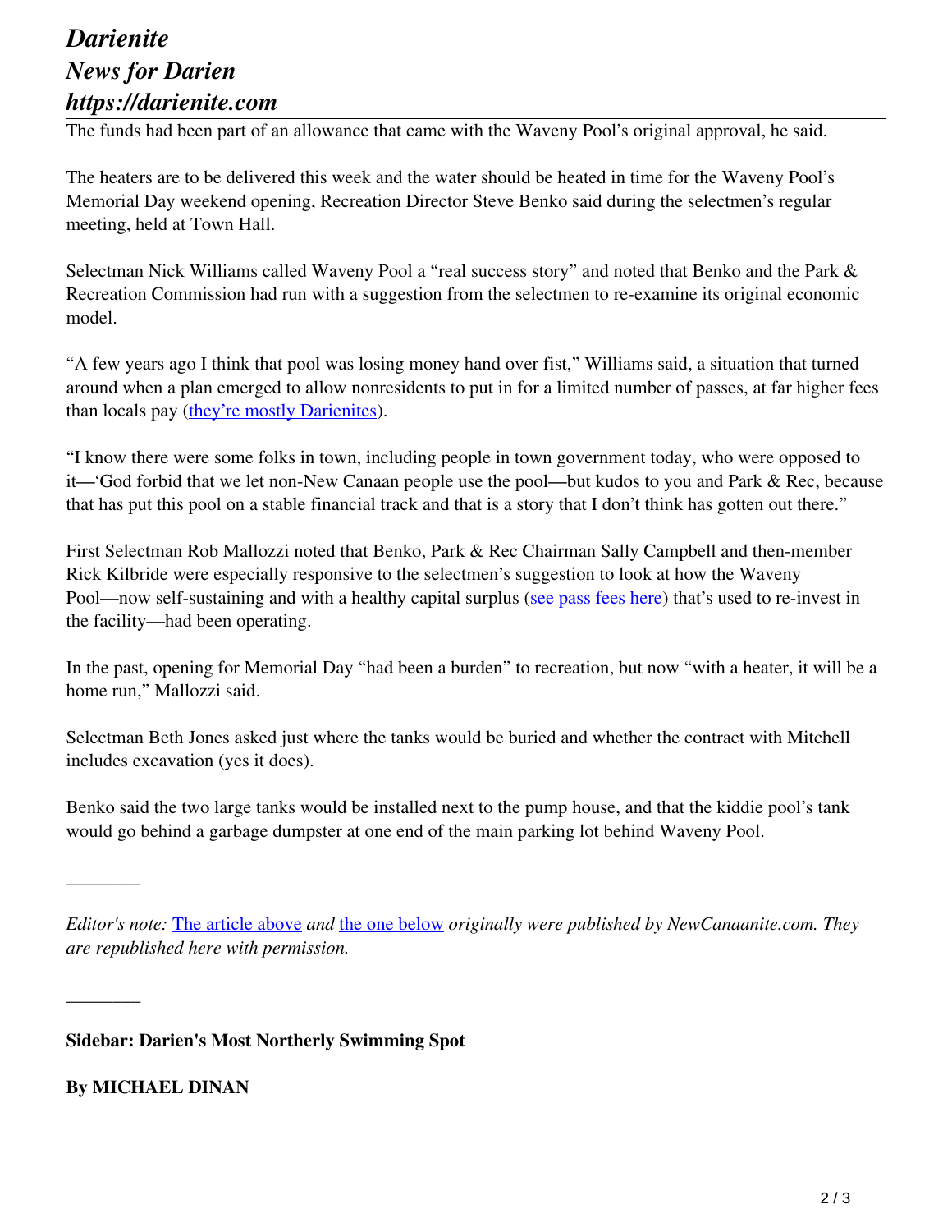The funds had been part of an allowance that came with the Waveny Pool's original approval, he said.

The heaters are to be delivered this week and the water should be heated in time for the Waveny Pool's Memorial Day weekend opening, Recreation Director Steve Benko said during the selectmen's regular meeting, held at Town Hall.

Selectman Nick Williams called Waveny Pool a "real success story" and noted that Benko and the Park & Recreation Commission had run with a suggestion from the selectmen to re-examine its original economic model.

"A few years ago I think that pool was losing money hand over fist," Williams said, a situation that turned around when a plan emerged to allow nonresidents to put in for a limited number of passes, at far higher fees than locals pay ([they're mostly Darienites](#)).

"I know there were some folks in town, including people in town government today, who were opposed to it—'God forbid that we let non-New Canaan people use the pool—but kudos to you and Park & Rec, because that has put this pool on a stable financial track and that is a story that I don't think has gotten out there."

First Selectman Rob Mallozzi noted that Benko, Park & Rec Chairman Sally Campbell and then-member Rick Kilbride were especially responsive to the selectmen's suggestion to look at how the Waveny Pool—now self-sustaining and with a healthy capital surplus ([see pass fees here](#)) that's used to re-invest in the facility—had been operating.

In the past, opening for Memorial Day "had been a burden" to recreation, but now "with a heater, it will be a home run," Mallozzi said.

Selectman Beth Jones asked just where the tanks would be buried and whether the contract with Mitchell includes excavation (yes it does).

Benko said the two large tanks would be installed next to the pump house, and that the kiddie pool's tank would go behind a garbage dumpster at one end of the main parking lot behind Waveny Pool.

————

*Editor's note: [The article above](#) and [the one below](#) originally were published by NewCanaanite.com. They are republished here with permission.*

————

**Sidebar: Darien's Most Northerly Swimming Spot**

**By MICHAEL DINAN**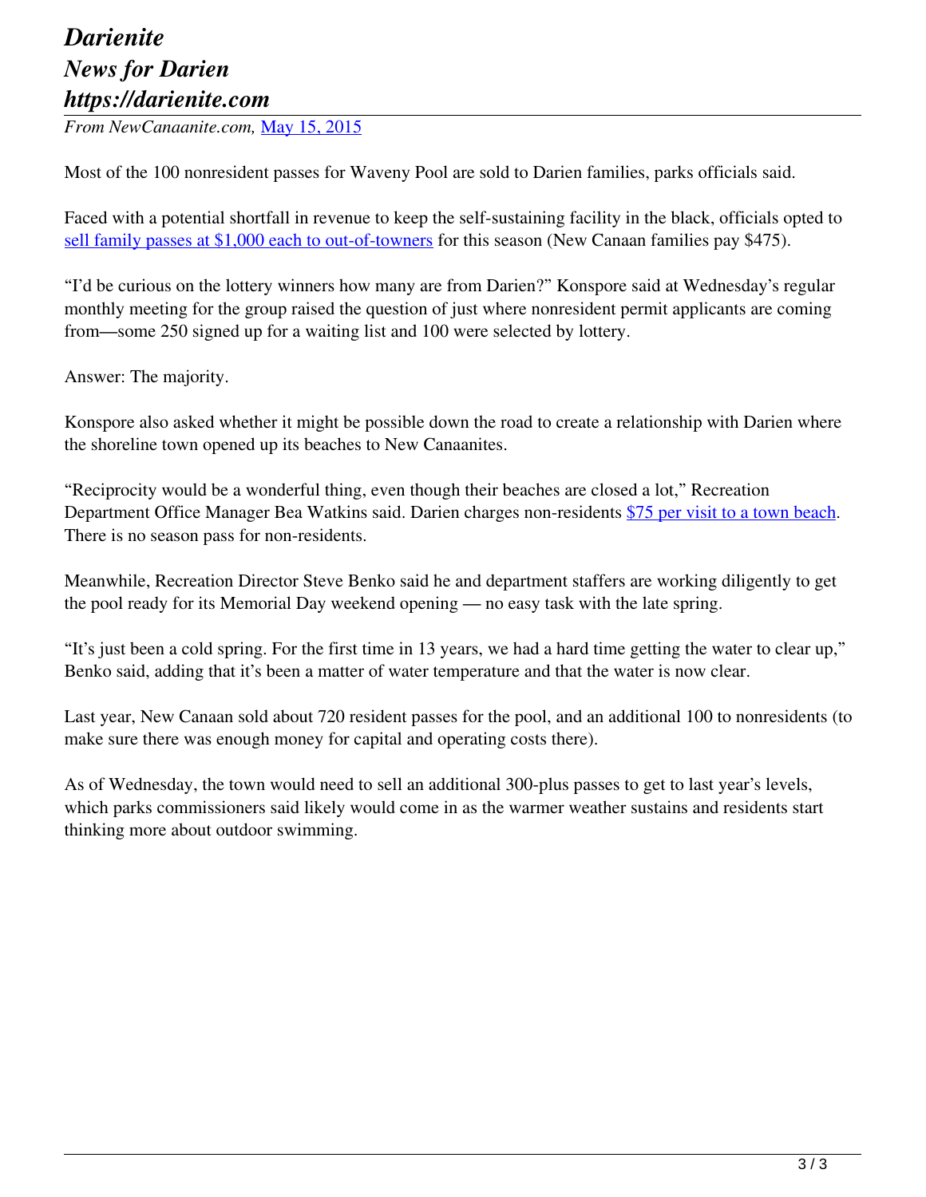# *Darienite*
# *News for Darien*
# *https://darienite.com*

*From NewCanaanite.com,* [May 15, 2015]

Most of the 100 nonresident passes for Waveny Pool are sold to Darien families, parks officials said.

Faced with a potential shortfall in revenue to keep the self-sustaining facility in the black, officials opted to [sell family passes at $1,000 each to out-of-towners] for this season (New Canaan families pay $475).

"I'd be curious on the lottery winners how many are from Darien?" Konspore said at Wednesday's regular monthly meeting for the group raised the question of just where nonresident permit applicants are coming from—some 250 signed up for a waiting list and 100 were selected by lottery.

Answer: The majority.

Konspore also asked whether it might be possible down the road to create a relationship with Darien where the shoreline town opened up its beaches to New Canaanites.

"Reciprocity would be a wonderful thing, even though their beaches are closed a lot," Recreation Department Office Manager Bea Watkins said. Darien charges non-residents [$75 per visit to a town beach]. There is no season pass for non-residents.

Meanwhile, Recreation Director Steve Benko said he and department staffers are working diligently to get the pool ready for its Memorial Day weekend opening — no easy task with the late spring.

"It's just been a cold spring. For the first time in 13 years, we had a hard time getting the water to clear up," Benko said, adding that it's been a matter of water temperature and that the water is now clear.

Last year, New Canaan sold about 720 resident passes for the pool, and an additional 100 to nonresidents (to make sure there was enough money for capital and operating costs there).

As of Wednesday, the town would need to sell an additional 300-plus passes to get to last year's levels, which parks commissioners said likely would come in as the warmer weather sustains and residents start thinking more about outdoor swimming.